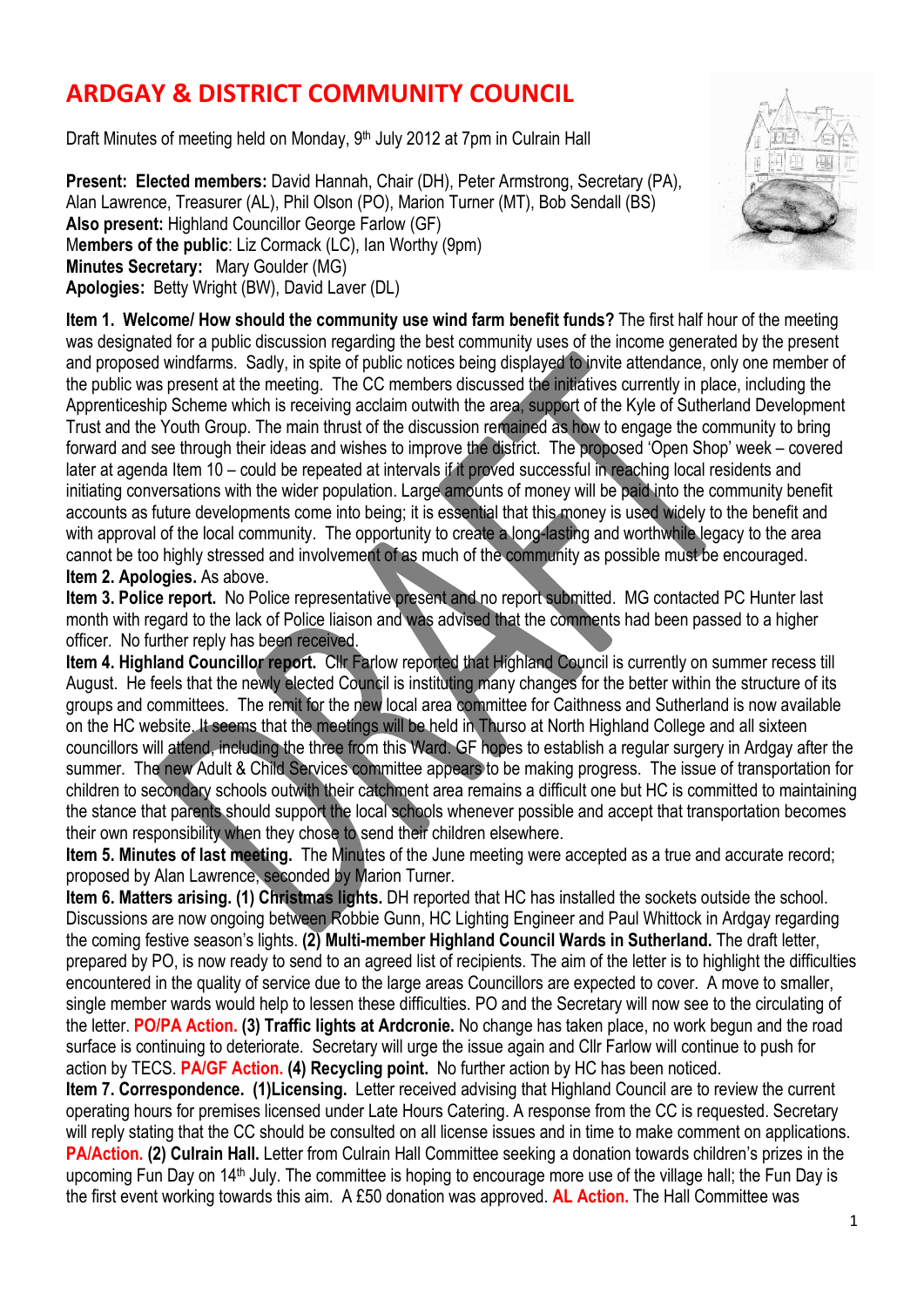# ARDGAY & DISTRICT COMMUNITY COUNCIL

Draft Minutes of meeting held on Monday, 9th July 2012 at 7pm in Culrain Hall

**Present: Elected members:** David Hannah, Chair (DH), Peter Armstrong, Secretary (PA), Alan Lawrence, Treasurer (AL), Phil Olson (PO), Marion Turner (MT), Bob Sendall (BS)
**Also present:** Highland Councillor George Farlow (GF)
**Members of the public**: Liz Cormack (LC), Ian Worthy (9pm)
**Minutes Secretary:** Mary Goulder (MG)
**Apologies:** Betty Wright (BW), David Laver (DL)

**Item 1. Welcome/ How should the community use wind farm benefit funds?** The first half hour of the meeting was designated for a public discussion regarding the best community uses of the income generated by the present and proposed windfarms. Sadly, in spite of public notices being displayed to invite attendance, only one member of the public was present at the meeting. The CC members discussed the initiatives currently in place, including the Apprenticeship Scheme which is receiving acclaim outwith the area, support of the Kyle of Sutherland Development Trust and the Youth Group. The main thrust of the discussion remained as how to engage the community to bring forward and see through their ideas and wishes to improve the district. The proposed 'Open Shop' week – covered later at agenda Item 10 – could be repeated at intervals if it proved successful in reaching local residents and initiating conversations with the wider population. Large amounts of money will be paid into the community benefit accounts as future developments come into being; it is essential that this money is used widely to the benefit and with approval of the local community. The opportunity to create a long-lasting and worthwhile legacy to the area cannot be too highly stressed and involvement of as much of the community as possible must be encouraged.

**Item 2. Apologies.** As above.

**Item 3. Police report.** No Police representative present and no report submitted. MG contacted PC Hunter last month with regard to the lack of Police liaison and was advised that the comments had been passed to a higher officer. No further reply has been received.

**Item 4. Highland Councillor report.** Cllr Farlow reported that Highland Council is currently on summer recess till August. He feels that the newly elected Council is instituting many changes for the better within the structure of its groups and committees. The remit for the new local area committee for Caithness and Sutherland is now available on the HC website. It seems that the meetings will be held in Thurso at North Highland College and all sixteen councillors will attend, including the three from this Ward. GF hopes to establish a regular surgery in Ardgay after the summer. The new Adult & Child Services committee appears to be making progress. The issue of transportation for children to secondary schools outwith their catchment area remains a difficult one but HC is committed to maintaining the stance that parents should support the local schools whenever possible and accept that transportation becomes their own responsibility when they chose to send their children elsewhere.

**Item 5. Minutes of last meeting.** The Minutes of the June meeting were accepted as a true and accurate record; proposed by Alan Lawrence, seconded by Marion Turner.

**Item 6. Matters arising. (1) Christmas lights.** DH reported that HC has installed the sockets outside the school. Discussions are now ongoing between Robbie Gunn, HC Lighting Engineer and Paul Whittock in Ardgay regarding the coming festive season's lights. **(2) Multi-member Highland Council Wards in Sutherland.** The draft letter, prepared by PO, is now ready to send to an agreed list of recipients. The aim of the letter is to highlight the difficulties encountered in the quality of service due to the large areas Councillors are expected to cover. A move to smaller, single member wards would help to lessen these difficulties. PO and the Secretary will now see to the circulating of the letter. **PO/PA Action. (3) Traffic lights at Ardcronie.** No change has taken place, no work begun and the road surface is continuing to deteriorate. Secretary will urge the issue again and Cllr Farlow will continue to push for action by TECS. **PA/GF Action. (4) Recycling point.** No further action by HC has been noticed.

**Item 7. Correspondence. (1)Licensing.** Letter received advising that Highland Council are to review the current operating hours for premises licensed under Late Hours Catering. A response from the CC is requested. Secretary will reply stating that the CC should be consulted on all license issues and in time to make comment on applications. **PA/Action. (2) Culrain Hall.** Letter from Culrain Hall Committee seeking a donation towards children's prizes in the upcoming Fun Day on 14th July. The committee is hoping to encourage more use of the village hall; the Fun Day is the first event working towards this aim. A £50 donation was approved. **AL Action.** The Hall Committee was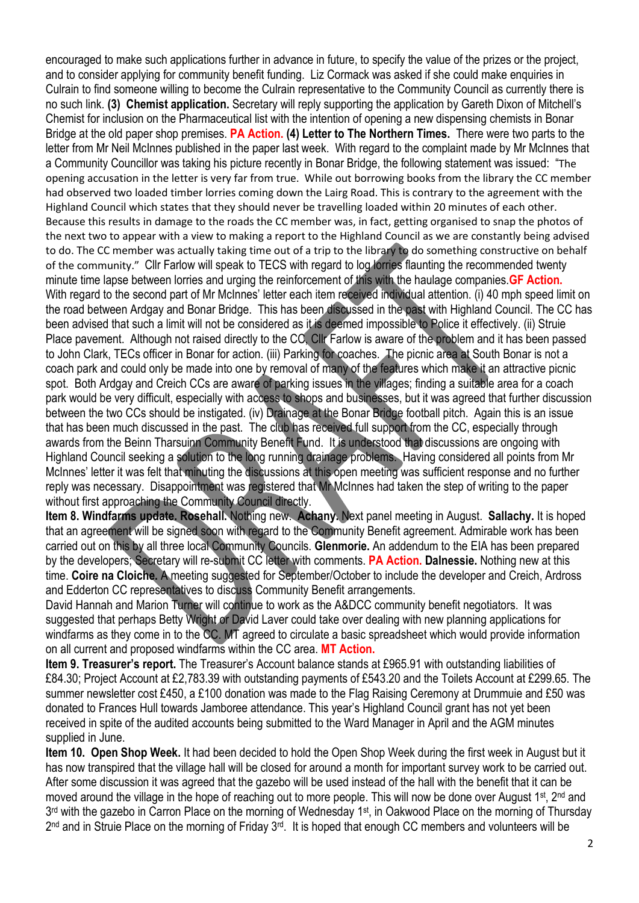encouraged to make such applications further in advance in future, to specify the value of the prizes or the project, and to consider applying for community benefit funding. Liz Cormack was asked if she could make enquiries in Culrain to find someone willing to become the Culrain representative to the Community Council as currently there is no such link. **(3) Chemist application.** Secretary will reply supporting the application by Gareth Dixon of Mitchell's Chemist for inclusion on the Pharmaceutical list with the intention of opening a new dispensing chemists in Bonar Bridge at the old paper shop premises. **PA Action.** **(4) Letter to The Northern Times.** There were two parts to the letter from Mr Neil McInnes published in the paper last week. With regard to the complaint made by Mr McInnes that a Community Councillor was taking his picture recently in Bonar Bridge, the following statement was issued: "The opening accusation in the letter is very far from true. While out borrowing books from the library the CC member had observed two loaded timber lorries coming down the Lairg Road. This is contrary to the agreement with the Highland Council which states that they should never be travelling loaded within 20 minutes of each other. Because this results in damage to the roads the CC member was, in fact, getting organised to snap the photos of the next two to appear with a view to making a report to the Highland Council as we are constantly being advised to do. The CC member was actually taking time out of a trip to the library to do something constructive on behalf of the community." Cllr Farlow will speak to TECS with regard to log lorries flaunting the recommended twenty minute time lapse between lorries and urging the reinforcement of this with the haulage companies. **GF Action.** With regard to the second part of Mr McInnes' letter each item received individual attention. (i) 40 mph speed limit on the road between Ardgay and Bonar Bridge. This has been discussed in the past with Highland Council. The CC has been advised that such a limit will not be considered as it is deemed impossible to Police it effectively. (ii) Struie Place pavement. Although not raised directly to the CC, Cllr Farlow is aware of the problem and it has been passed to John Clark, TECs officer in Bonar for action. (iii) Parking for coaches. The picnic area at South Bonar is not a coach park and could only be made into one by removal of many of the features which make it an attractive picnic spot. Both Ardgay and Creich CCs are aware of parking issues in the villages; finding a suitable area for a coach park would be very difficult, especially with access to shops and businesses, but it was agreed that further discussion between the two CCs should be instigated. (iv) Drainage at the Bonar Bridge football pitch. Again this is an issue that has been much discussed in the past. The club has received full support from the CC, especially through awards from the Beinn Tharsuinn Community Benefit Fund. It is understood that discussions are ongoing with Highland Council seeking a solution to the long running drainage problems. Having considered all points from Mr McInnes' letter it was felt that minuting the discussions at this open meeting was sufficient response and no further reply was necessary. Disappointment was registered that Mr McInnes had taken the step of writing to the paper without first approaching the Community Council directly.

**Item 8. Windfarms update. Rosehall.** Nothing new. **Achany.** Next panel meeting in August. **Sallachy.** It is hoped that an agreement will be signed soon with regard to the Community Benefit agreement. Admirable work has been carried out on this by all three local Community Councils. **Glenmorie.** An addendum to the EIA has been prepared by the developers; Secretary will re-submit CC letter with comments. **PA Action.** **Dalnessie.** Nothing new at this time. **Coire na Cloiche.** A meeting suggested for September/October to include the developer and Creich, Ardross and Edderton CC representatives to discuss Community Benefit arrangements.

David Hannah and Marion Turner will continue to work as the A&DCC community benefit negotiators. It was suggested that perhaps Betty Wright or David Laver could take over dealing with new planning applications for windfarms as they come in to the CC. MT agreed to circulate a basic spreadsheet which would provide information on all current and proposed windfarms within the CC area. **MT Action.**

**Item 9. Treasurer's report.** The Treasurer's Account balance stands at £965.91 with outstanding liabilities of £84.30; Project Account at £2,783.39 with outstanding payments of £543.20 and the Toilets Account at £299.65. The summer newsletter cost £450, a £100 donation was made to the Flag Raising Ceremony at Drummuie and £50 was donated to Frances Hull towards Jamboree attendance. This year's Highland Council grant has not yet been received in spite of the audited accounts being submitted to the Ward Manager in April and the AGM minutes supplied in June.

**Item 10. Open Shop Week.** It had been decided to hold the Open Shop Week during the first week in August but it has now transpired that the village hall will be closed for around a month for important survey work to be carried out. After some discussion it was agreed that the gazebo will be used instead of the hall with the benefit that it can be moved around the village in the hope of reaching out to more people. This will now be done over August 1st, 2nd and 3rd with the gazebo in Carron Place on the morning of Wednesday 1st, in Oakwood Place on the morning of Thursday 2nd and in Struie Place on the morning of Friday 3rd. It is hoped that enough CC members and volunteers will be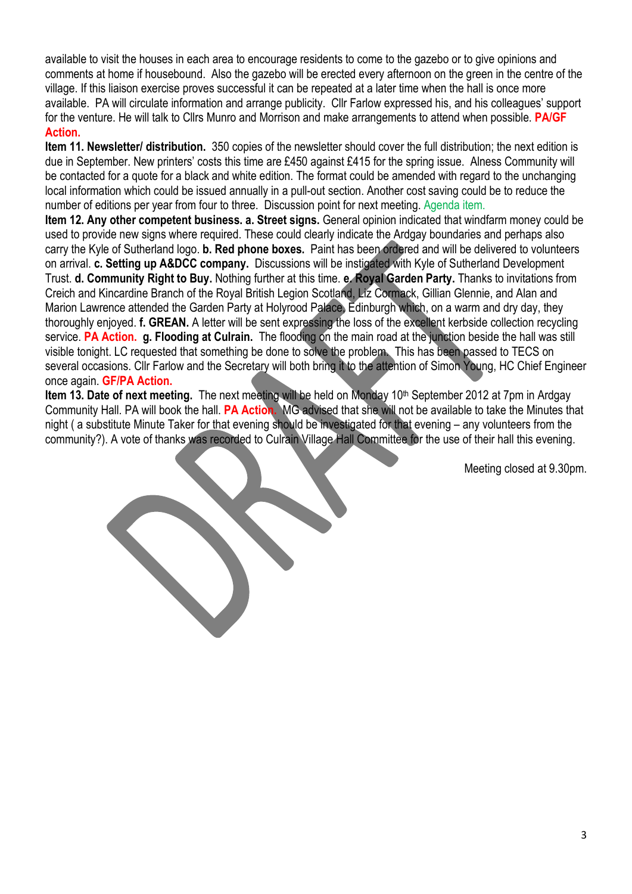available to visit the houses in each area to encourage residents to come to the gazebo or to give opinions and comments at home if housebound. Also the gazebo will be erected every afternoon on the green in the centre of the village. If this liaison exercise proves successful it can be repeated at a later time when the hall is once more available. PA will circulate information and arrange publicity. Cllr Farlow expressed his, and his colleagues' support for the venture. He will talk to Cllrs Munro and Morrison and make arrangements to attend when possible. **PA/GF Action.**

**Item 11. Newsletter/ distribution.** 350 copies of the newsletter should cover the full distribution; the next edition is due in September. New printers' costs this time are £450 against £415 for the spring issue. Alness Community will be contacted for a quote for a black and white edition. The format could be amended with regard to the unchanging local information which could be issued annually in a pull-out section. Another cost saving could be to reduce the number of editions per year from four to three. Discussion point for next meeting. Agenda item.

**Item 12. Any other competent business. a. Street signs.** General opinion indicated that windfarm money could be used to provide new signs where required. These could clearly indicate the Ardgay boundaries and perhaps also carry the Kyle of Sutherland logo. **b. Red phone boxes.** Paint has been ordered and will be delivered to volunteers on arrival. **c. Setting up A&DCC company.** Discussions will be instigated with Kyle of Sutherland Development Trust. **d. Community Right to Buy.** Nothing further at this time. **e. Royal Garden Party.** Thanks to invitations from Creich and Kincardine Branch of the Royal British Legion Scotland, Liz Cormack, Gillian Glennie, and Alan and Marion Lawrence attended the Garden Party at Holyrood Palace, Edinburgh which, on a warm and dry day, they thoroughly enjoyed. **f. GREAN.** A letter will be sent expressing the loss of the excellent kerbside collection recycling service. **PA Action. g. Flooding at Culrain.** The flooding on the main road at the junction beside the hall was still visible tonight. LC requested that something be done to solve the problem. This has been passed to TECS on several occasions. Cllr Farlow and the Secretary will both bring it to the attention of Simon Young, HC Chief Engineer once again. **GF/PA Action.**

**Item 13. Date of next meeting.** The next meeting will be held on Monday 10th September 2012 at 7pm in Ardgay Community Hall. PA will book the hall. **PA Action.** MG advised that she will not be available to take the Minutes that night ( a substitute Minute Taker for that evening should be investigated for that evening – any volunteers from the community?). A vote of thanks was recorded to Culrain Village Hall Committee for the use of their hall this evening.

Meeting closed at 9.30pm.